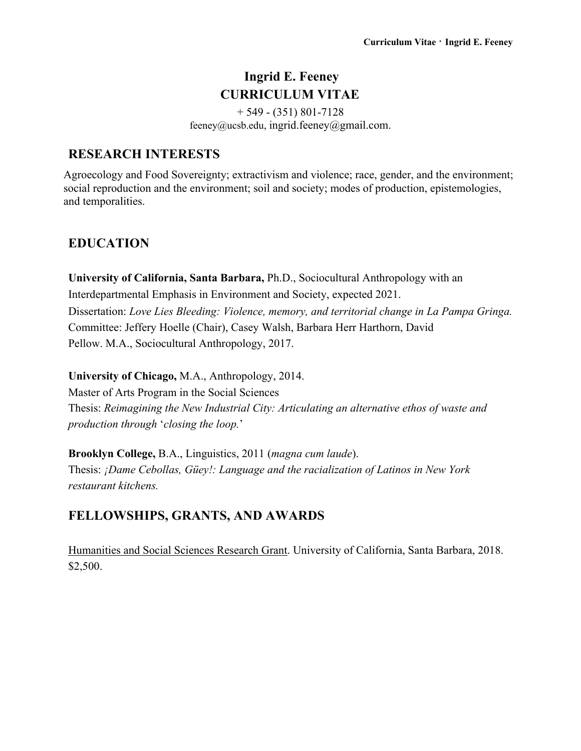# Ingrid E. Feeney
# CURRICULUM VITAE

+ 549 - (351) 801-7128
feeney@ucsb.edu, ingrid.feeney@gmail.com.

## RESEARCH INTERESTS

Agroecology and Food Sovereignty; extractivism and violence; race, gender, and the environment; social reproduction and the environment; soil and society; modes of production, epistemologies, and temporalities.

## EDUCATION

**University of California, Santa Barbara,** Ph.D., Sociocultural Anthropology with an Interdepartmental Emphasis in Environment and Society, expected 2021.
Dissertation: *Love Lies Bleeding: Violence, memory, and territorial change in La Pampa Gringa.*
Committee: Jeffery Hoelle (Chair), Casey Walsh, Barbara Herr Harthorn, David Pellow. M.A., Sociocultural Anthropology, 2017.

**University of Chicago,** M.A., Anthropology, 2014.
Master of Arts Program in the Social Sciences
Thesis: *Reimagining the New Industrial City: Articulating an alternative ethos of waste and production through* '*closing the loop.*'

**Brooklyn College,** B.A., Linguistics, 2011 (*magna cum laude*).
Thesis: *¡Dame Cebollas, Güey!: Language and the racialization of Latinos in New York restaurant kitchens.*

## FELLOWSHIPS, GRANTS, AND AWARDS

<u>Humanities and Social Sciences Research Grant</u>. University of California, Santa Barbara, 2018. $2,500.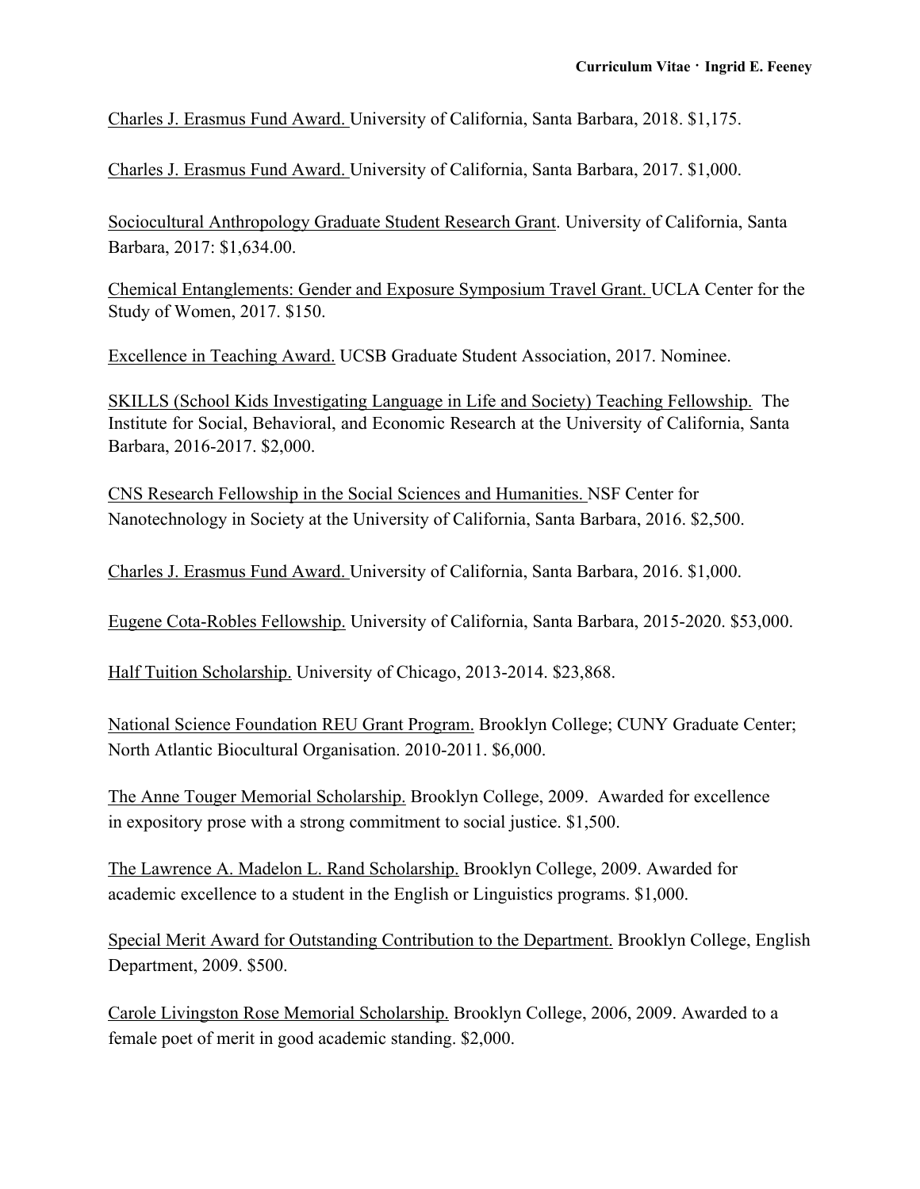<u>Charles J. Erasmus Fund Award.</u> University of California, Santa Barbara, 2018. $1,175.

<u>Charles J. Erasmus Fund Award.</u> University of California, Santa Barbara, 2017. $1,000.

<u>Sociocultural Anthropology Graduate Student Research Grant</u>. University of California, Santa Barbara, 2017: $1,634.00.

<u>Chemical Entanglements: Gender and Exposure Symposium Travel Grant.</u> UCLA Center for the Study of Women, 2017. $150.

<u>Excellence in Teaching Award.</u> UCSB Graduate Student Association, 2017. Nominee.

<u>SKILLS (School Kids Investigating Language in Life and Society) Teaching Fellowship.</u> The Institute for Social, Behavioral, and Economic Research at the University of California, Santa Barbara, 2016-2017. $2,000.

<u>CNS Research Fellowship in the Social Sciences and Humanities.</u> NSF Center for Nanotechnology in Society at the University of California, Santa Barbara, 2016. $2,500.

<u>Charles J. Erasmus Fund Award.</u> University of California, Santa Barbara, 2016. $1,000.

<u>Eugene Cota-Robles Fellowship.</u> University of California, Santa Barbara, 2015-2020. $53,000.

<u>Half Tuition Scholarship.</u> University of Chicago, 2013-2014. $23,868.

<u>National Science Foundation REU Grant Program.</u> Brooklyn College; CUNY Graduate Center; North Atlantic Biocultural Organisation. 2010-2011. $6,000.

<u>The Anne Touger Memorial Scholarship.</u> Brooklyn College, 2009. Awarded for excellence in expository prose with a strong commitment to social justice. $1,500.

<u>The Lawrence A. Madelon L. Rand Scholarship.</u> Brooklyn College, 2009. Awarded for academic excellence to a student in the English or Linguistics programs. $1,000.

<u>Special Merit Award for Outstanding Contribution to the Department.</u> Brooklyn College, English Department, 2009. $500.

<u>Carole Livingston Rose Memorial Scholarship.</u> Brooklyn College, 2006, 2009. Awarded to a female poet of merit in good academic standing. $2,000.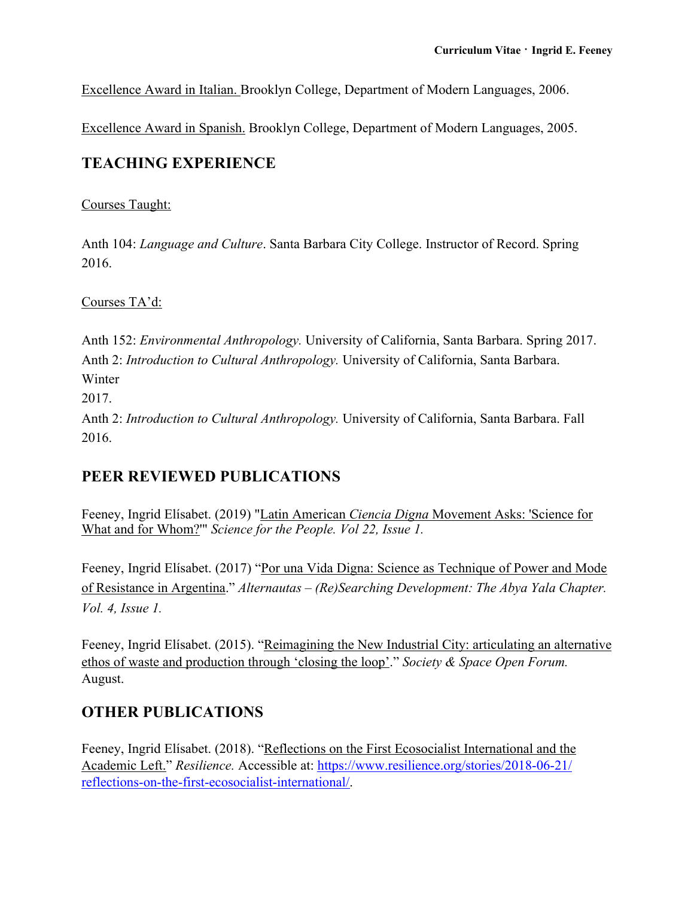Excellence Award in Italian. Brooklyn College, Department of Modern Languages, 2006.

Excellence Award in Spanish. Brooklyn College, Department of Modern Languages, 2005.

## TEACHING EXPERIENCE

Courses Taught:

Anth 104: *Language and Culture*. Santa Barbara City College. Instructor of Record. Spring 2016.

Courses TA'd:

Anth 152: *Environmental Anthropology.* University of California, Santa Barbara. Spring 2017.
Anth 2: *Introduction to Cultural Anthropology.* University of California, Santa Barbara. Winter 2017.
Anth 2: *Introduction to Cultural Anthropology.* University of California, Santa Barbara. Fall 2016.

## PEER REVIEWED PUBLICATIONS

Feeney, Ingrid Elísabet. (2019) "Latin American *Ciencia Digna* Movement Asks: 'Science for What and for Whom?'" *Science for the People. Vol 22, Issue 1.*

Feeney, Ingrid Elísabet. (2017) "Por una Vida Digna: Science as Technique of Power and Mode of Resistance in Argentina." *Alternautas – (Re)Searching Development: The Abya Yala Chapter. Vol. 4, Issue 1.*

Feeney, Ingrid Elísabet. (2015). "Reimagining the New Industrial City: articulating an alternative ethos of waste and production through 'closing the loop'." *Society & Space Open Forum.* August.

## OTHER PUBLICATIONS

Feeney, Ingrid Elísabet. (2018). "Reflections on the First Ecosocialist International and the Academic Left." *Resilience.* Accessible at: https://www.resilience.org/stories/2018-06-21/reflections-on-the-first-ecosocialist-international/.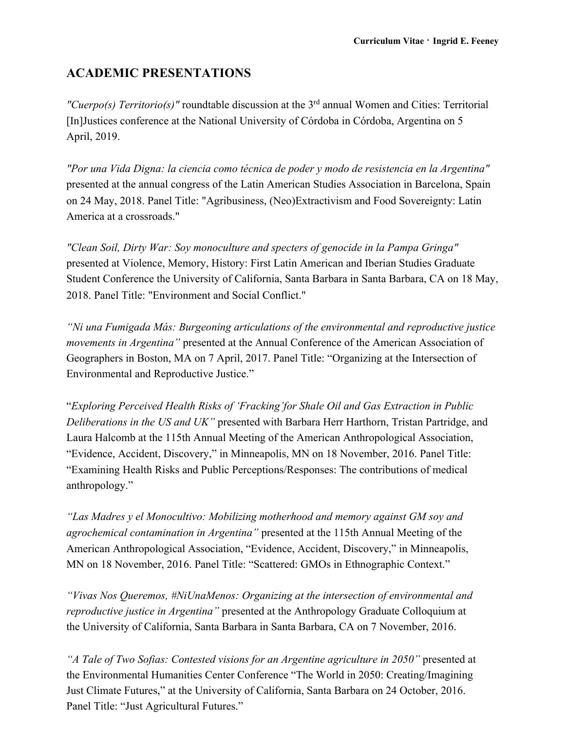## ACADEMIC PRESENTATIONS

*"Cuerpo(s) Territorio(s)"* roundtable discussion at the 3rd annual Women and Cities: Territorial [In]Justices conference at the National University of Córdoba in Córdoba, Argentina on 5 April, 2019.

*"Por una Vida Digna: la ciencia como técnica de poder y modo de resistencia en la Argentina"* presented at the annual congress of the Latin American Studies Association in Barcelona, Spain on 24 May, 2018. Panel Title: "Agribusiness, (Neo)Extractivism and Food Sovereignty: Latin America at a crossroads."

*"Clean Soil, Dirty War: Soy monoculture and specters of genocide in la Pampa Gringa"* presented at Violence, Memory, History: First Latin American and Iberian Studies Graduate Student Conference the University of California, Santa Barbara in Santa Barbara, CA on 18 May, 2018. Panel Title: "Environment and Social Conflict."

*"Ni una Fumigada Más: Burgeoning articulations of the environmental and reproductive justice movements in Argentina"* presented at the Annual Conference of the American Association of Geographers in Boston, MA on 7 April, 2017. Panel Title: "Organizing at the Intersection of Environmental and Reproductive Justice."

"*Exploring Perceived Health Risks of 'Fracking' for Shale Oil and Gas Extraction in Public Deliberations in the US and UK"* presented with Barbara Herr Harthorn, Tristan Partridge, and Laura Halcomb at the 115th Annual Meeting of the American Anthropological Association, "Evidence, Accident, Discovery," in Minneapolis, MN on 18 November, 2016. Panel Title: "Examining Health Risks and Public Perceptions/Responses: The contributions of medical anthropology."

*"Las Madres y el Monocultivo: Mobilizing motherhood and memory against GM soy and agrochemical contamination in Argentina"* presented at the 115th Annual Meeting of the American Anthropological Association, "Evidence, Accident, Discovery," in Minneapolis, MN on 18 November, 2016. Panel Title: "Scattered: GMOs in Ethnographic Context."

*"Vivas Nos Queremos, #NiUnaMenos: Organizing at the intersection of environmental and reproductive justice in Argentina"* presented at the Anthropology Graduate Colloquium at the University of California, Santa Barbara in Santa Barbara, CA on 7 November, 2016.

*"A Tale of Two Sofias: Contested visions for an Argentine agriculture in 2050"* presented at the Environmental Humanities Center Conference "The World in 2050: Creating/Imagining Just Climate Futures," at the University of California, Santa Barbara on 24 October, 2016. Panel Title: "Just Agricultural Futures."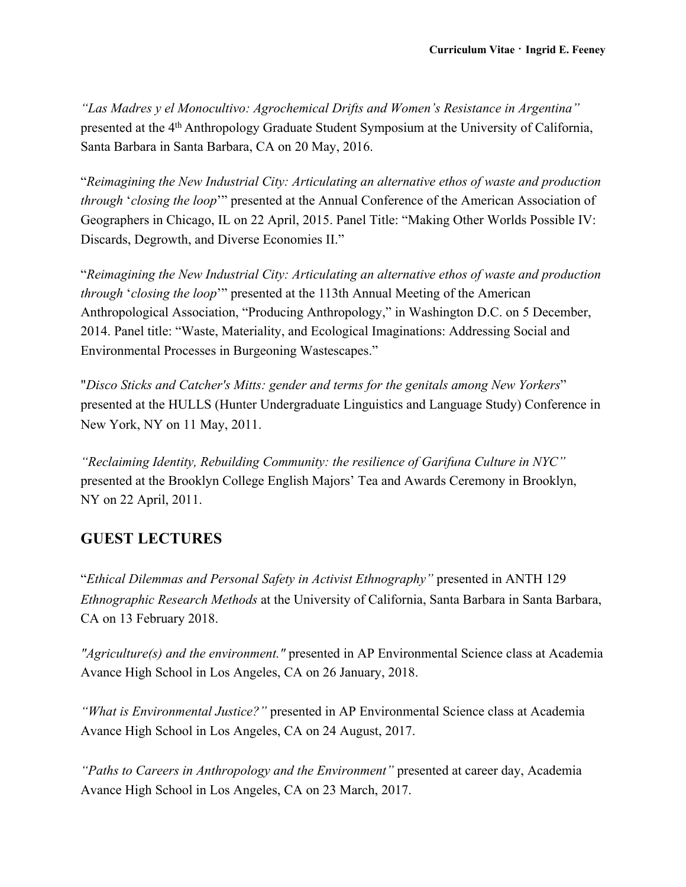*"Las Madres y el Monocultivo: Agrochemical Drifts and Women's Resistance in Argentina"* presented at the 4th Anthropology Graduate Student Symposium at the University of California, Santa Barbara in Santa Barbara, CA on 20 May, 2016.

"*Reimagining the New Industrial City: Articulating an alternative ethos of waste and production through* '*closing the loop*'" presented at the Annual Conference of the American Association of Geographers in Chicago, IL on 22 April, 2015. Panel Title: "Making Other Worlds Possible IV: Discards, Degrowth, and Diverse Economies II."

"*Reimagining the New Industrial City: Articulating an alternative ethos of waste and production through* '*closing the loop*'" presented at the 113th Annual Meeting of the American Anthropological Association, "Producing Anthropology," in Washington D.C. on 5 December, 2014. Panel title: "Waste, Materiality, and Ecological Imaginations: Addressing Social and Environmental Processes in Burgeoning Wastescapes."

"*Disco Sticks and Catcher's Mitts: gender and terms for the genitals among New Yorkers*" presented at the HULLS (Hunter Undergraduate Linguistics and Language Study) Conference in New York, NY on 11 May, 2011.

*"Reclaiming Identity, Rebuilding Community: the resilience of Garifuna Culture in NYC"* presented at the Brooklyn College English Majors' Tea and Awards Ceremony in Brooklyn, NY on 22 April, 2011.

## GUEST LECTURES

"*Ethical Dilemmas and Personal Safety in Activist Ethnography"* presented in ANTH 129 *Ethnographic Research Methods* at the University of California, Santa Barbara in Santa Barbara, CA on 13 February 2018.

*"Agriculture(s) and the environment."* presented in AP Environmental Science class at Academia Avance High School in Los Angeles, CA on 26 January, 2018.

*"What is Environmental Justice?"* presented in AP Environmental Science class at Academia Avance High School in Los Angeles, CA on 24 August, 2017.

*"Paths to Careers in Anthropology and the Environment"* presented at career day, Academia Avance High School in Los Angeles, CA on 23 March, 2017.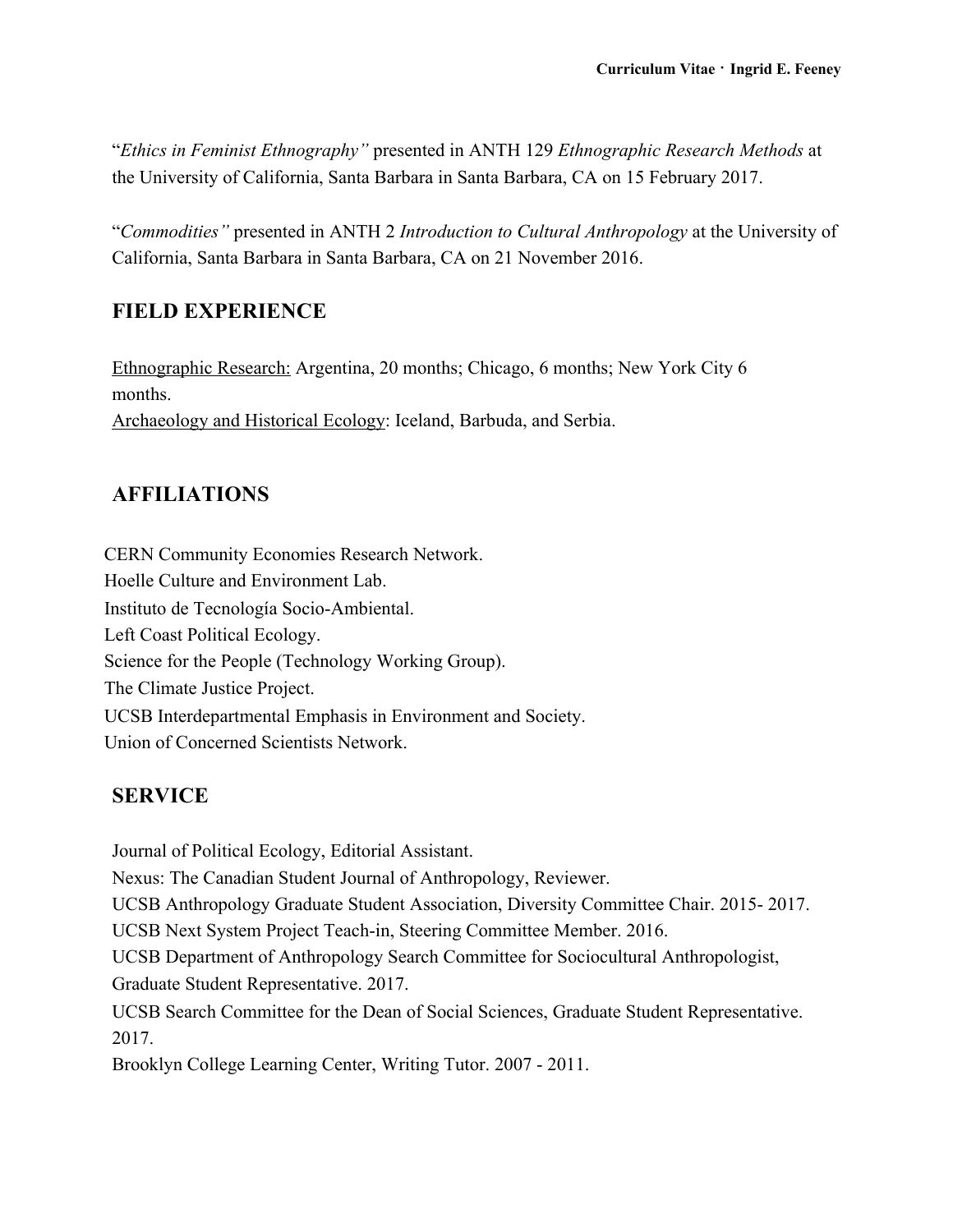"*Ethics in Feminist Ethnography"* presented in ANTH 129 *Ethnographic Research Methods* at the University of California, Santa Barbara in Santa Barbara, CA on 15 February 2017.

"*Commodities"* presented in ANTH 2 *Introduction to Cultural Anthropology* at the University of California, Santa Barbara in Santa Barbara, CA on 21 November 2016.

## FIELD EXPERIENCE

Ethnographic Research: Argentina, 20 months; Chicago, 6 months; New York City 6 months.
Archaeology and Historical Ecology: Iceland, Barbuda, and Serbia.

## AFFILIATIONS

CERN Community Economies Research Network.
Hoelle Culture and Environment Lab.
Instituto de Tecnología Socio-Ambiental.
Left Coast Political Ecology.
Science for the People (Technology Working Group).
The Climate Justice Project.
UCSB Interdepartmental Emphasis in Environment and Society.
Union of Concerned Scientists Network.

## SERVICE

Journal of Political Ecology, Editorial Assistant.
Nexus: The Canadian Student Journal of Anthropology, Reviewer.
UCSB Anthropology Graduate Student Association, Diversity Committee Chair. 2015- 2017.
UCSB Next System Project Teach-in, Steering Committee Member. 2016.
UCSB Department of Anthropology Search Committee for Sociocultural Anthropologist, Graduate Student Representative. 2017.
UCSB Search Committee for the Dean of Social Sciences, Graduate Student Representative. 2017.
Brooklyn College Learning Center, Writing Tutor. 2007 - 2011.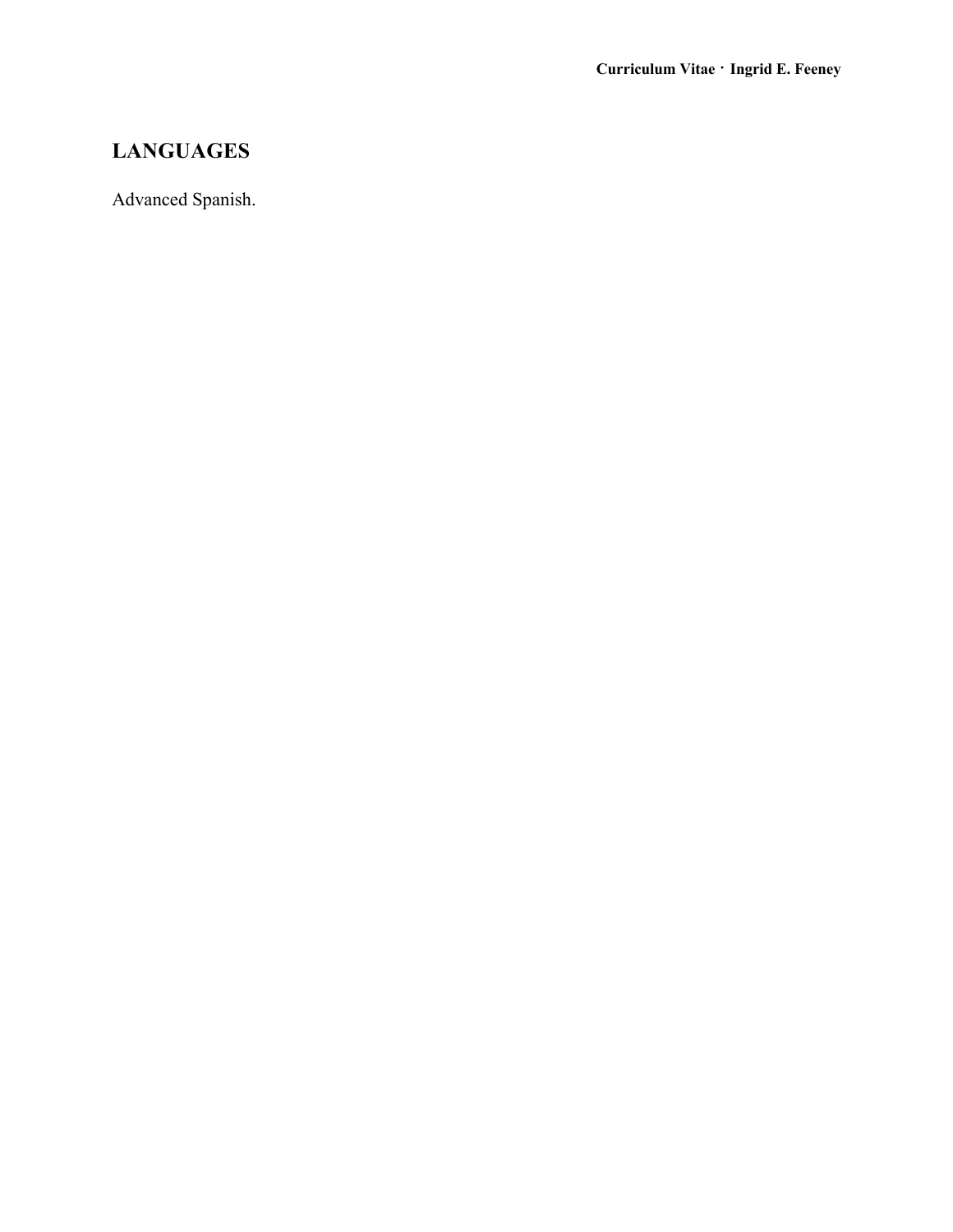## LANGUAGES

Advanced Spanish.